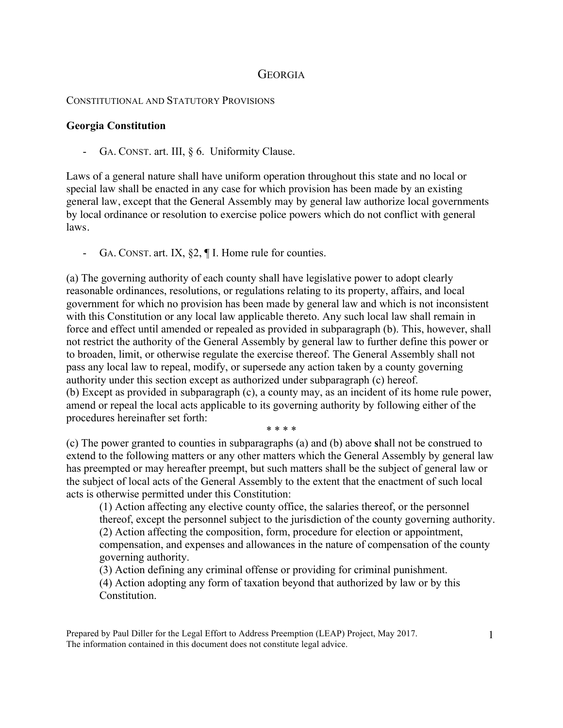# GEORGIA

## CONSTITUTIONAL AND STATUTORY PROVISIONS

### Georgia Constitution

- GA. CONST. art. III, § 6. Uniformity Clause.

Laws of a general nature shall have uniform operation throughout this state and no local or special law shall be enacted in any case for which provision has been made by an existing general law, except that the General Assembly may by general law authorize local governments by local ordinance or resolution to exercise police powers which do not conflict with general laws.

- GA. CONST. art. IX, §2, ¶ I. Home rule for counties.

(a) The governing authority of each county shall have legislative power to adopt clearly reasonable ordinances, resolutions, or regulations relating to its property, affairs, and local government for which no provision has been made by general law and which is not inconsistent with this Constitution or any local law applicable thereto. Any such local law shall remain in force and effect until amended or repealed as provided in subparagraph (b). This, however, shall not restrict the authority of the General Assembly by general law to further define this power or to broaden, limit, or otherwise regulate the exercise thereof. The General Assembly shall not pass any local law to repeal, modify, or supersede any action taken by a county governing authority under this section except as authorized under subparagraph (c) hereof.
(b) Except as provided in subparagraph (c), a county may, as an incident of its home rule power, amend or repeal the local acts applicable to its governing authority by following either of the procedures hereinafter set forth:

\* \* \* \*

(c) The power granted to counties in subparagraphs (a) and (b) above shall not be construed to extend to the following matters or any other matters which the General Assembly by general law has preempted or may hereafter preempt, but such matters shall be the subject of general law or the subject of local acts of the General Assembly to the extent that the enactment of such local acts is otherwise permitted under this Constitution:

(1) Action affecting any elective county office, the salaries thereof, or the personnel thereof, except the personnel subject to the jurisdiction of the county governing authority.
(2) Action affecting the composition, form, procedure for election or appointment, compensation, and expenses and allowances in the nature of compensation of the county governing authority.
(3) Action defining any criminal offense or providing for criminal punishment.
(4) Action adopting any form of taxation beyond that authorized by law or by this Constitution.

Prepared by Paul Diller for the Legal Effort to Address Preemption (LEAP) Project, May 2017.
The information contained in this document does not constitute legal advice.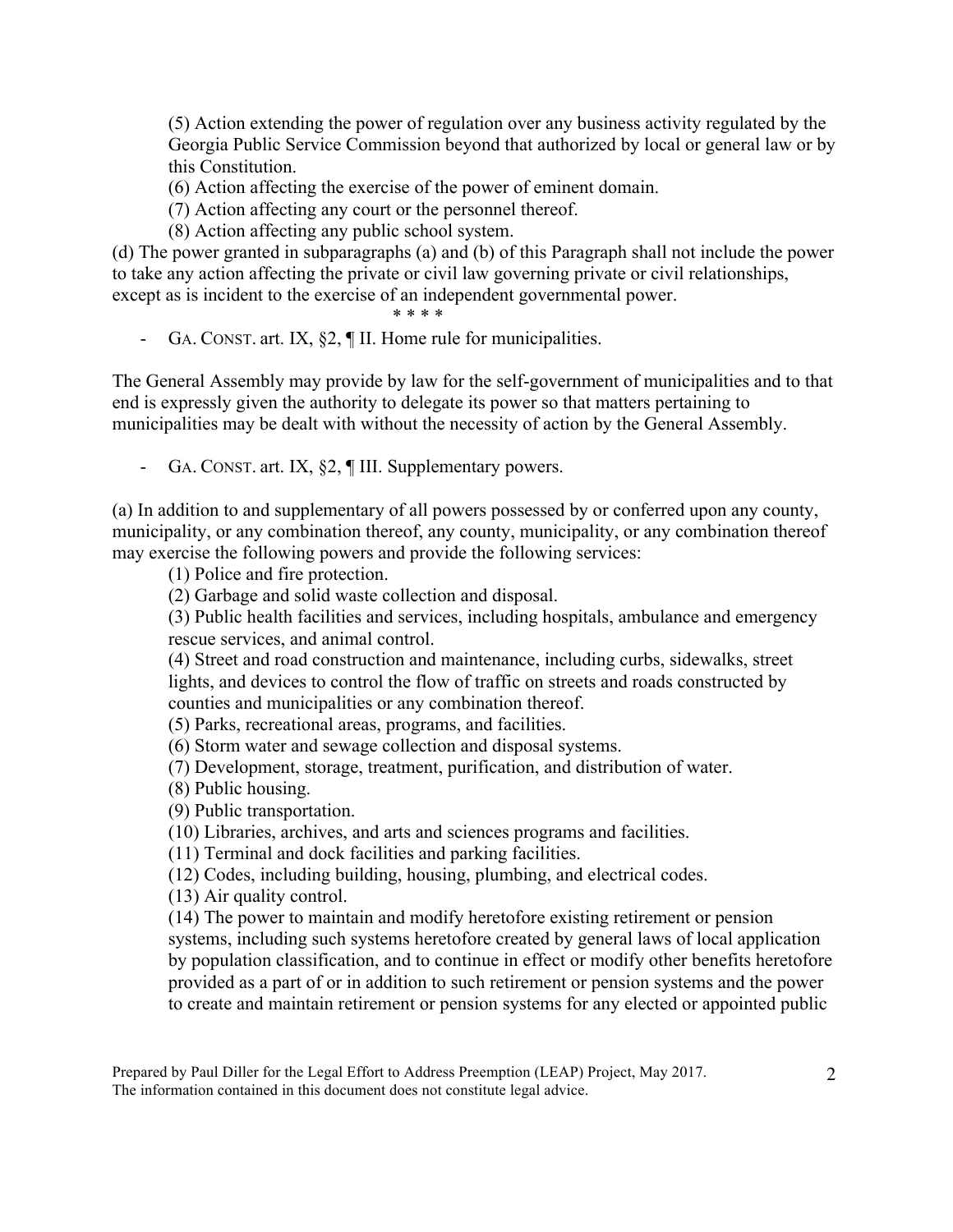(5) Action extending the power of regulation over any business activity regulated by the Georgia Public Service Commission beyond that authorized by local or general law or by this Constitution.

(6) Action affecting the exercise of the power of eminent domain.

(7) Action affecting any court or the personnel thereof.

(8) Action affecting any public school system.

(d) The power granted in subparagraphs (a) and (b) of this Paragraph shall not include the power to take any action affecting the private or civil law governing private or civil relationships, except as is incident to the exercise of an independent governmental power.

\* \* \* \*

- GA. CONST. art. IX, §2, ¶ II. Home rule for municipalities.

The General Assembly may provide by law for the self-government of municipalities and to that end is expressly given the authority to delegate its power so that matters pertaining to municipalities may be dealt with without the necessity of action by the General Assembly.

- GA. CONST. art. IX, §2, ¶ III. Supplementary powers.

(a) In addition to and supplementary of all powers possessed by or conferred upon any county, municipality, or any combination thereof, any county, municipality, or any combination thereof may exercise the following powers and provide the following services:

(1) Police and fire protection.

(2) Garbage and solid waste collection and disposal.

(3) Public health facilities and services, including hospitals, ambulance and emergency rescue services, and animal control.

(4) Street and road construction and maintenance, including curbs, sidewalks, street lights, and devices to control the flow of traffic on streets and roads constructed by counties and municipalities or any combination thereof.

(5) Parks, recreational areas, programs, and facilities.

(6) Storm water and sewage collection and disposal systems.

(7) Development, storage, treatment, purification, and distribution of water.

(8) Public housing.

(9) Public transportation.

(10) Libraries, archives, and arts and sciences programs and facilities.

(11) Terminal and dock facilities and parking facilities.

(12) Codes, including building, housing, plumbing, and electrical codes.

(13) Air quality control.

(14) The power to maintain and modify heretofore existing retirement or pension systems, including such systems heretofore created by general laws of local application by population classification, and to continue in effect or modify other benefits heretofore provided as a part of or in addition to such retirement or pension systems and the power to create and maintain retirement or pension systems for any elected or appointed public

Prepared by Paul Diller for the Legal Effort to Address Preemption (LEAP) Project, May 2017.
The information contained in this document does not constitute legal advice.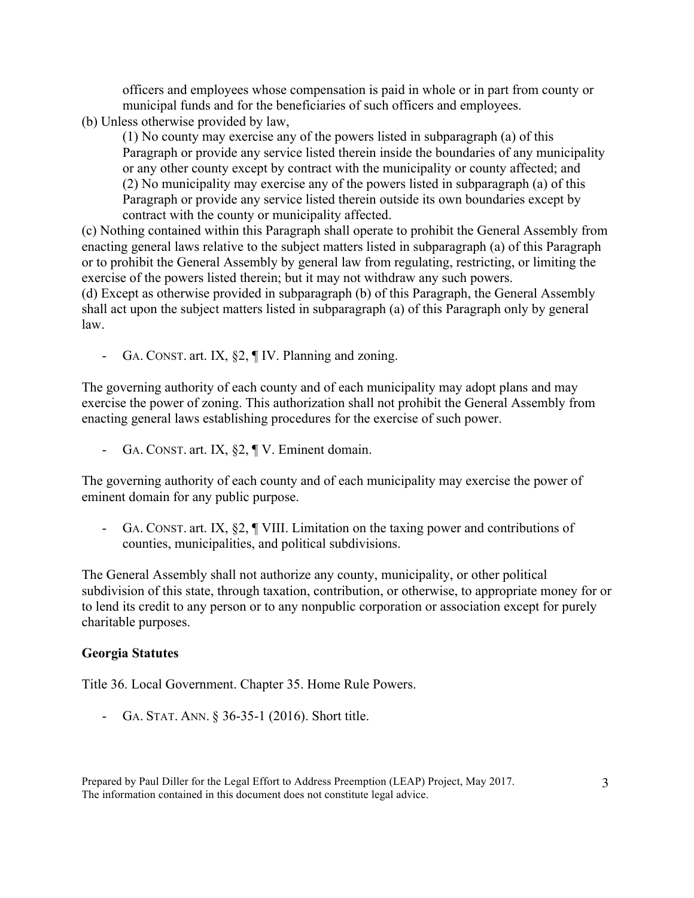officers and employees whose compensation is paid in whole or in part from county or municipal funds and for the beneficiaries of such officers and employees.

(b) Unless otherwise provided by law,

(1) No county may exercise any of the powers listed in subparagraph (a) of this Paragraph or provide any service listed therein inside the boundaries of any municipality or any other county except by contract with the municipality or county affected; and

(2) No municipality may exercise any of the powers listed in subparagraph (a) of this Paragraph or provide any service listed therein outside its own boundaries except by contract with the county or municipality affected.

(c) Nothing contained within this Paragraph shall operate to prohibit the General Assembly from enacting general laws relative to the subject matters listed in subparagraph (a) of this Paragraph or to prohibit the General Assembly by general law from regulating, restricting, or limiting the exercise of the powers listed therein; but it may not withdraw any such powers.

(d) Except as otherwise provided in subparagraph (b) of this Paragraph, the General Assembly shall act upon the subject matters listed in subparagraph (a) of this Paragraph only by general law.

- GA. CONST. art. IX, §2, ¶ IV. Planning and zoning.

The governing authority of each county and of each municipality may adopt plans and may exercise the power of zoning. This authorization shall not prohibit the General Assembly from enacting general laws establishing procedures for the exercise of such power.

- GA. CONST. art. IX, §2, ¶ V. Eminent domain.

The governing authority of each county and of each municipality may exercise the power of eminent domain for any public purpose.

- GA. CONST. art. IX, §2, ¶ VIII. Limitation on the taxing power and contributions of counties, municipalities, and political subdivisions.

The General Assembly shall not authorize any county, municipality, or other political subdivision of this state, through taxation, contribution, or otherwise, to appropriate money for or to lend its credit to any person or to any nonpublic corporation or association except for purely charitable purposes.

**Georgia Statutes**

Title 36. Local Government. Chapter 35. Home Rule Powers.

- GA. STAT. ANN. § 36-35-1 (2016). Short title.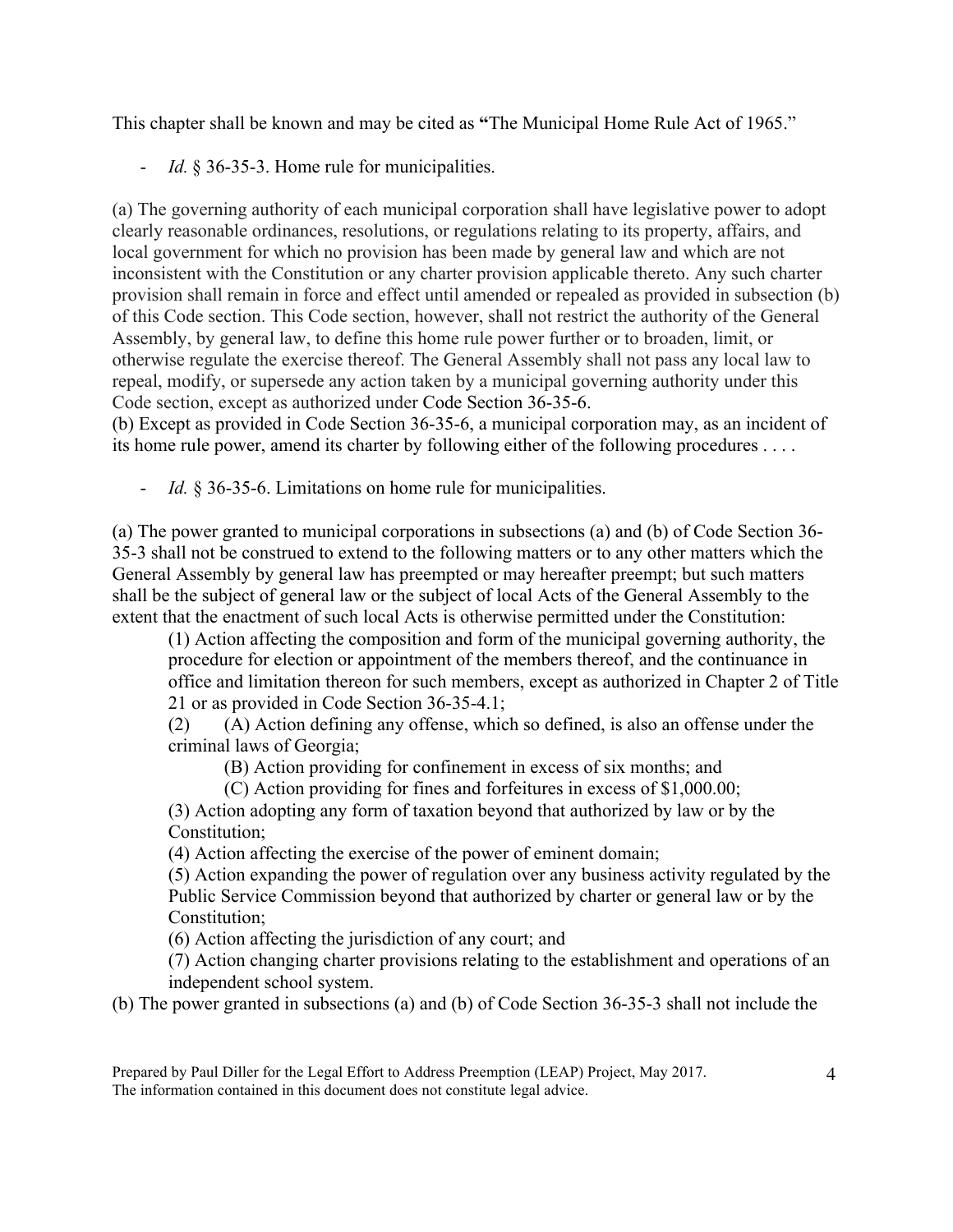This chapter shall be known and may be cited as **"**The Municipal Home Rule Act of 1965."

- *Id.* § 36-35-3. Home rule for municipalities.

(a) The governing authority of each municipal corporation shall have legislative power to adopt clearly reasonable ordinances, resolutions, or regulations relating to its property, affairs, and local government for which no provision has been made by general law and which are not inconsistent with the Constitution or any charter provision applicable thereto. Any such charter provision shall remain in force and effect until amended or repealed as provided in subsection (b) of this Code section. This Code section, however, shall not restrict the authority of the General Assembly, by general law, to define this home rule power further or to broaden, limit, or otherwise regulate the exercise thereof. The General Assembly shall not pass any local law to repeal, modify, or supersede any action taken by a municipal governing authority under this Code section, except as authorized under Code Section 36-35-6.
(b) Except as provided in Code Section 36-35-6, a municipal corporation may, as an incident of its home rule power, amend its charter by following either of the following procedures . . . .

- *Id.* § 36-35-6. Limitations on home rule for municipalities.

(a) The power granted to municipal corporations in subsections (a) and (b) of Code Section 36-35-3 shall not be construed to extend to the following matters or to any other matters which the General Assembly by general law has preempted or may hereafter preempt; but such matters shall be the subject of general law or the subject of local Acts of the General Assembly to the extent that the enactment of such local Acts is otherwise permitted under the Constitution:

> (1) Action affecting the composition and form of the municipal governing authority, the procedure for election or appointment of the members thereof, and the continuance in office and limitation thereon for such members, except as authorized in Chapter 2 of Title 21 or as provided in Code Section 36-35-4.1;
>
> (2) (A) Action defining any offense, which so defined, is also an offense under the criminal laws of Georgia;
>
> (B) Action providing for confinement in excess of six months; and
>
> (C) Action providing for fines and forfeitures in excess of $1,000.00;
>
> (3) Action adopting any form of taxation beyond that authorized by law or by the Constitution;
>
> (4) Action affecting the exercise of the power of eminent domain;
>
> (5) Action expanding the power of regulation over any business activity regulated by the Public Service Commission beyond that authorized by charter or general law or by the Constitution;
>
> (6) Action affecting the jurisdiction of any court; and
>
> (7) Action changing charter provisions relating to the establishment and operations of an independent school system.

(b) The power granted in subsections (a) and (b) of Code Section 36-35-3 shall not include the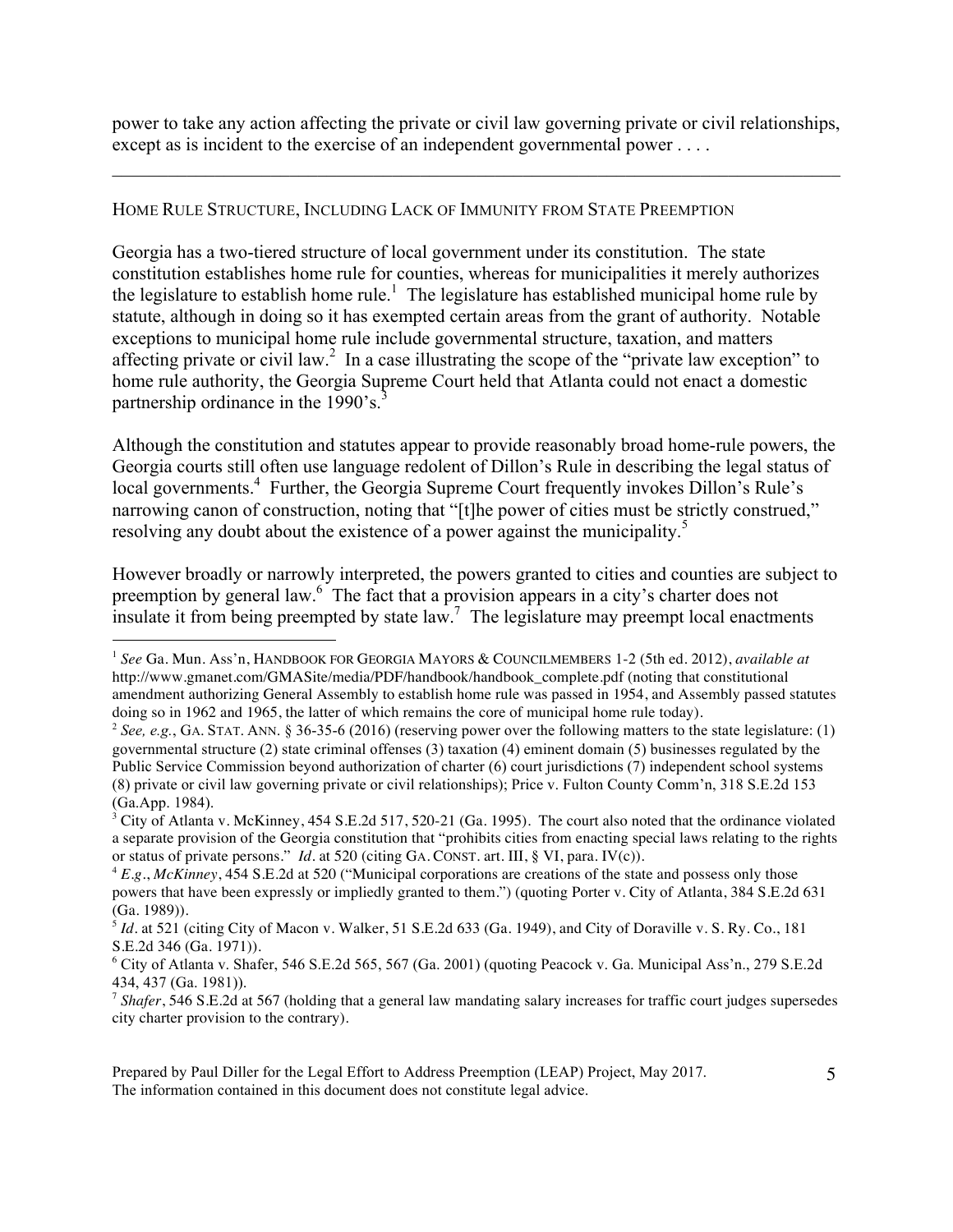power to take any action affecting the private or civil law governing private or civil relationships, except as is incident to the exercise of an independent governmental power . . . .

---

HOME RULE STRUCTURE, INCLUDING LACK OF IMMUNITY FROM STATE PREEMPTION

Georgia has a two-tiered structure of local government under its constitution. The state constitution establishes home rule for counties, whereas for municipalities it merely authorizes the legislature to establish home rule.[1] The legislature has established municipal home rule by statute, although in doing so it has exempted certain areas from the grant of authority. Notable exceptions to municipal home rule include governmental structure, taxation, and matters affecting private or civil law.[2] In a case illustrating the scope of the "private law exception" to home rule authority, the Georgia Supreme Court held that Atlanta could not enact a domestic partnership ordinance in the 1990's.[3]

Although the constitution and statutes appear to provide reasonably broad home-rule powers, the Georgia courts still often use language redolent of Dillon's Rule in describing the legal status of local governments.[4] Further, the Georgia Supreme Court frequently invokes Dillon's Rule's narrowing canon of construction, noting that "[t]he power of cities must be strictly construed," resolving any doubt about the existence of a power against the municipality.[5]

However broadly or narrowly interpreted, the powers granted to cities and counties are subject to preemption by general law.[6] The fact that a provision appears in a city's charter does not insulate it from being preempted by state law.[7] The legislature may preempt local enactments

---

[1] *See* Ga. Mun. Ass'n, HANDBOOK FOR GEORGIA MAYORS & COUNCILMEMBERS 1-2 (5th ed. 2012), *available at* http://www.gmanet.com/GMASite/media/PDF/handbook/handbook_complete.pdf (noting that constitutional amendment authorizing General Assembly to establish home rule was passed in 1954, and Assembly passed statutes doing so in 1962 and 1965, the latter of which remains the core of municipal home rule today).

[2] *See, e.g.*, GA. STAT. ANN. § 36-35-6 (2016) (reserving power over the following matters to the state legislature: (1) governmental structure (2) state criminal offenses (3) taxation (4) eminent domain (5) businesses regulated by the Public Service Commission beyond authorization of charter (6) court jurisdictions (7) independent school systems (8) private or civil law governing private or civil relationships); Price v. Fulton County Comm'n, 318 S.E.2d 153 (Ga.App. 1984).

[3] City of Atlanta v. McKinney, 454 S.E.2d 517, 520-21 (Ga. 1995). The court also noted that the ordinance violated a separate provision of the Georgia constitution that "prohibits cities from enacting special laws relating to the rights or status of private persons." *Id*. at 520 (citing GA. CONST. art. III, § VI, para. IV(c)).

[4] *E.g*., *McKinney*, 454 S.E.2d at 520 ("Municipal corporations are creations of the state and possess only those powers that have been expressly or impliedly granted to them.") (quoting Porter v. City of Atlanta, 384 S.E.2d 631 (Ga. 1989)).

[5] *Id*. at 521 (citing City of Macon v. Walker, 51 S.E.2d 633 (Ga. 1949), and City of Doraville v. S. Ry. Co., 181 S.E.2d 346 (Ga. 1971)).

[6] City of Atlanta v. Shafer, 546 S.E.2d 565, 567 (Ga. 2001) (quoting Peacock v. Ga. Municipal Ass'n., 279 S.E.2d 434, 437 (Ga. 1981)).

[7] *Shafer*, 546 S.E.2d at 567 (holding that a general law mandating salary increases for traffic court judges supersedes city charter provision to the contrary).

Prepared by Paul Diller for the Legal Effort to Address Preemption (LEAP) Project, May 2017. The information contained in this document does not constitute legal advice.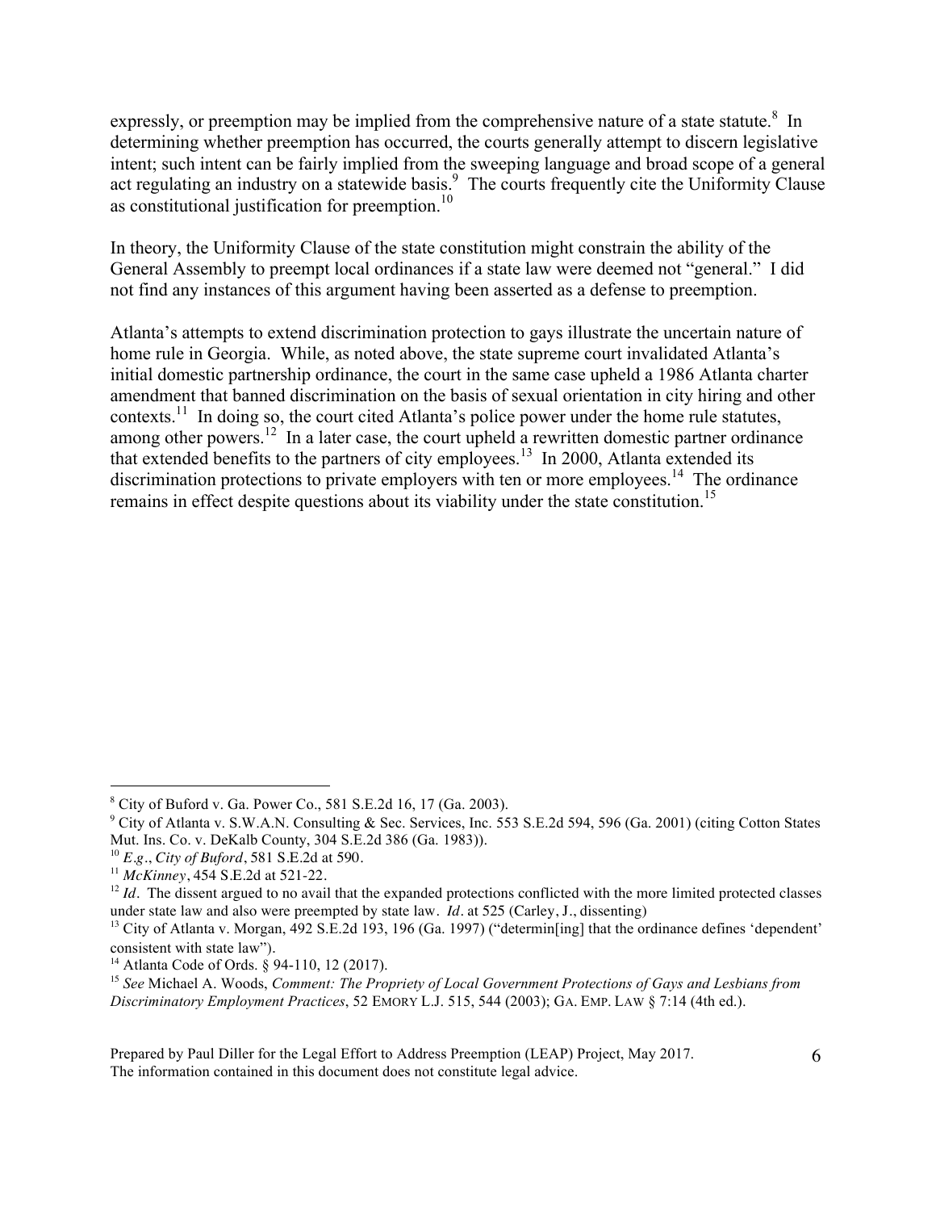expressly, or preemption may be implied from the comprehensive nature of a state statute.[8] In determining whether preemption has occurred, the courts generally attempt to discern legislative intent; such intent can be fairly implied from the sweeping language and broad scope of a general act regulating an industry on a statewide basis.[9] The courts frequently cite the Uniformity Clause as constitutional justification for preemption.[10]

In theory, the Uniformity Clause of the state constitution might constrain the ability of the General Assembly to preempt local ordinances if a state law were deemed not "general." I did not find any instances of this argument having been asserted as a defense to preemption.

Atlanta's attempts to extend discrimination protection to gays illustrate the uncertain nature of home rule in Georgia. While, as noted above, the state supreme court invalidated Atlanta's initial domestic partnership ordinance, the court in the same case upheld a 1986 Atlanta charter amendment that banned discrimination on the basis of sexual orientation in city hiring and other contexts.[11] In doing so, the court cited Atlanta's police power under the home rule statutes, among other powers.[12] In a later case, the court upheld a rewritten domestic partner ordinance that extended benefits to the partners of city employees.[13] In 2000, Atlanta extended its discrimination protections to private employers with ten or more employees.[14] The ordinance remains in effect despite questions about its viability under the state constitution.[15]

---

[8] City of Buford v. Ga. Power Co., 581 S.E.2d 16, 17 (Ga. 2003).

[9] City of Atlanta v. S.W.A.N. Consulting & Sec. Services, Inc. 553 S.E.2d 594, 596 (Ga. 2001) (citing Cotton States Mut. Ins. Co. v. DeKalb County, 304 S.E.2d 386 (Ga. 1983)).

[10] *E.g.*, *City of Buford*, 581 S.E.2d at 590.

[11] *McKinney*, 454 S.E.2d at 521-22.

[12] *Id*. The dissent argued to no avail that the expanded protections conflicted with the more limited protected classes under state law and also were preempted by state law. *Id*. at 525 (Carley, J., dissenting)

[13] City of Atlanta v. Morgan, 492 S.E.2d 193, 196 (Ga. 1997) ("determin[ing] that the ordinance defines 'dependent' consistent with state law").

[14] Atlanta Code of Ords. § 94-110, 12 (2017).

[15] *See* Michael A. Woods, *Comment: The Propriety of Local Government Protections of Gays and Lesbians from Discriminatory Employment Practices*, 52 EMORY L.J. 515, 544 (2003); GA. EMP. LAW § 7:14 (4th ed.).

Prepared by Paul Diller for the Legal Effort to Address Preemption (LEAP) Project, May 2017.
The information contained in this document does not constitute legal advice.